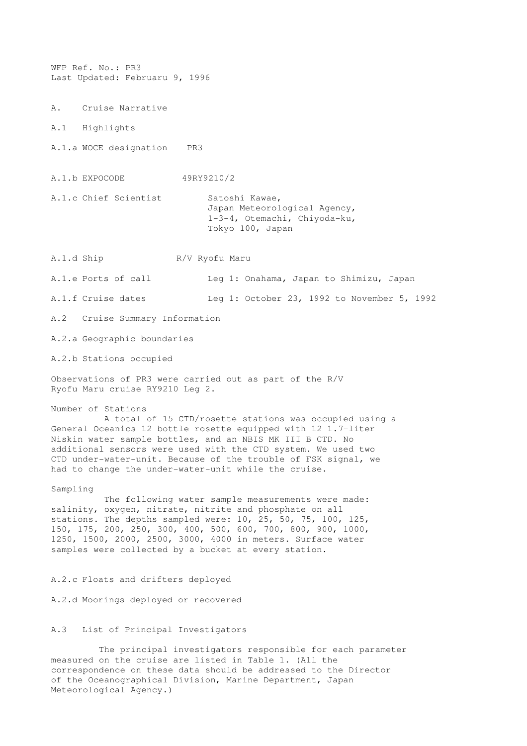WFP Ref. No.: PR3
Last Updated: Februaru 9, 1996

# A. Cruise Narrative

## A.1 Highlights

A.1.a WOCE designation PR3

A.1.b EXPOCODE 49RY9210/2

A.1.c Chief Scientist
Satoshi Kawae,
Japan Meteorological Agency,
1-3-4, Otemachi, Chiyoda-ku,
Tokyo 100, Japan

A.1.d Ship R/V Ryofu Maru

A.1.e Ports of call Leg 1: Onahama, Japan to Shimizu, Japan

A.1.f Cruise dates Leg 1: October 23, 1992 to November 5, 1992

## A.2 Cruise Summary Information

A.2.a Geographic boundaries

A.2.b Stations occupied

Observations of PR3 were carried out as part of the R/V Ryofu Maru cruise RY9210 Leg 2.

Number of Stations

A total of 15 CTD/rosette stations was occupied using a General Oceanics 12 bottle rosette equipped with 12 1.7-liter Niskin water sample bottles, and an NBIS MK III B CTD. No additional sensors were used with the CTD system. We used two CTD under-water-unit. Because of the trouble of FSK signal, we had to change the under-water-unit while the cruise.

Sampling

The following water sample measurements were made: salinity, oxygen, nitrate, nitrite and phosphate on all stations. The depths sampled were: 10, 25, 50, 75, 100, 125, 150, 175, 200, 250, 300, 400, 500, 600, 700, 800, 900, 1000, 1250, 1500, 2000, 2500, 3000, 4000 in meters. Surface water samples were collected by a bucket at every station.

A.2.c Floats and drifters deployed

A.2.d Moorings deployed or recovered

## A.3 List of Principal Investigators

The principal investigators responsible for each parameter measured on the cruise are listed in Table 1. (All the correspondence on these data should be addressed to the Director of the Oceanographical Division, Marine Department, Japan Meteorological Agency.)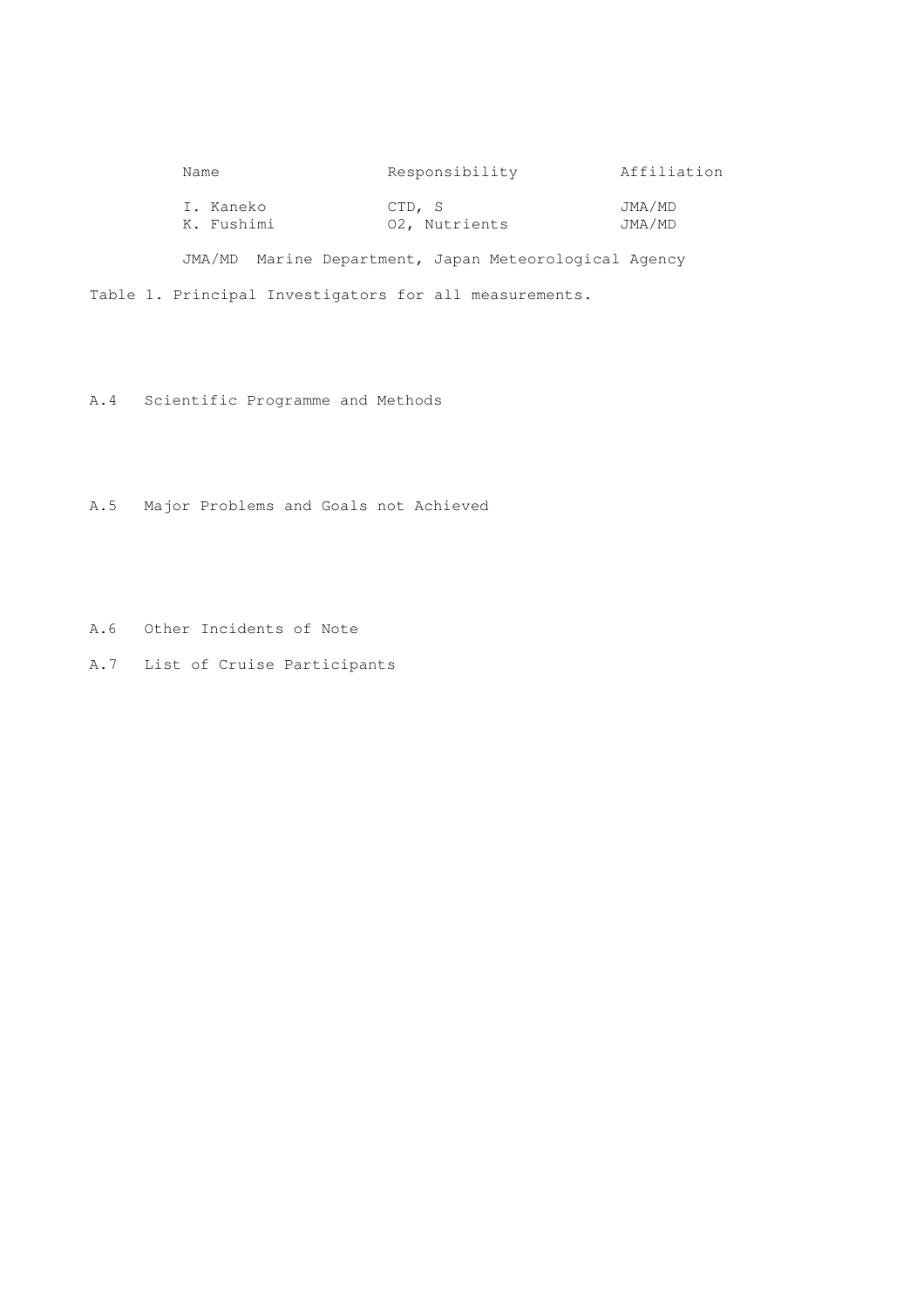| Name | Responsibility | Affiliation |
| --- | --- | --- |
| I. Kaneko | CTD, S | JMA/MD |
| K. Fushimi | O2, Nutrients | JMA/MD |

JMA/MD Marine Department, Japan Meteorological Agency

Table 1. Principal Investigators for all measurements.

## A.4 Scientific Programme and Methods

## A.5 Major Problems and Goals not Achieved

## A.6 Other Incidents of Note

## A.7 List of Cruise Participants